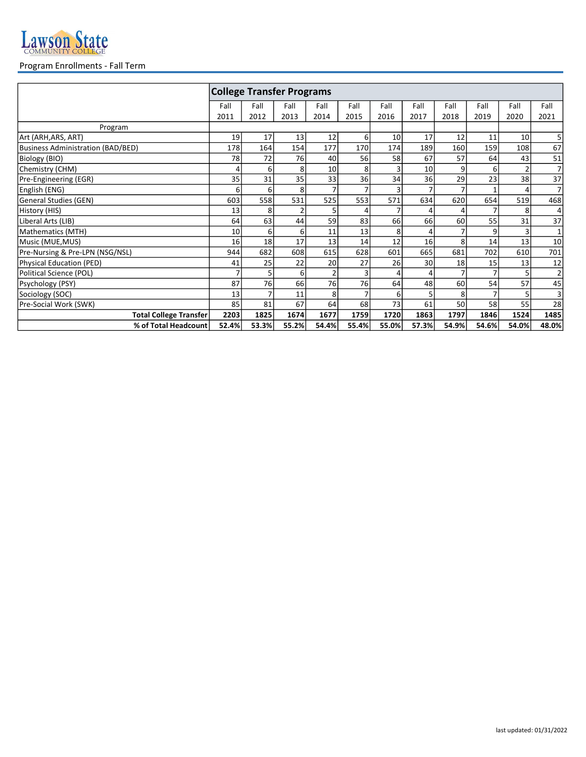Lawson State Community College

Program Enrollments - Fall Term

| | College Transfer Programs | | | | | | | | | | |
|---|---|---|---|---|---|---|---|---|---|---|---|
| | Fall 2011 | Fall 2012 | Fall 2013 | Fall 2014 | Fall 2015 | Fall 2016 | Fall 2017 | Fall 2018 | Fall 2019 | Fall 2020 | Fall 2021 |
| Program | | | | | | | | | | | |
| Art (ARH,ARS, ART) | 19 | 17 | 13 | 12 | 6 | 10 | 17 | 12 | 11 | 10 | 5 |
| Business Administration (BAD/BED) | 178 | 164 | 154 | 177 | 170 | 174 | 189 | 160 | 159 | 108 | 67 |
| Biology (BIO) | 78 | 72 | 76 | 40 | 56 | 58 | 67 | 57 | 64 | 43 | 51 |
| Chemistry (CHM) | 4 | 6 | 8 | 10 | 8 | 3 | 10 | 9 | 6 | 2 | 7 |
| Pre-Engineering (EGR) | 35 | 31 | 35 | 33 | 36 | 34 | 36 | 29 | 23 | 38 | 37 |
| English (ENG) | 6 | 6 | 8 | 7 | 7 | 3 | 7 | 7 | 1 | 4 | 7 |
| General Studies (GEN) | 603 | 558 | 531 | 525 | 553 | 571 | 634 | 620 | 654 | 519 | 468 |
| History (HIS) | 13 | 8 | 2 | 5 | 4 | 7 | 4 | 4 | 7 | 8 | 4 |
| Liberal Arts (LIB) | 64 | 63 | 44 | 59 | 83 | 66 | 66 | 60 | 55 | 31 | 37 |
| Mathematics (MTH) | 10 | 6 | 6 | 11 | 13 | 8 | 4 | 7 | 9 | 3 | 1 |
| Music (MUE,MUS) | 16 | 18 | 17 | 13 | 14 | 12 | 16 | 8 | 14 | 13 | 10 |
| Pre-Nursing & Pre-LPN (NSG/NSL) | 944 | 682 | 608 | 615 | 628 | 601 | 665 | 681 | 702 | 610 | 701 |
| Physical Education (PED) | 41 | 25 | 22 | 20 | 27 | 26 | 30 | 18 | 15 | 13 | 12 |
| Political Science (POL) | 7 | 5 | 6 | 2 | 3 | 4 | 4 | 7 | 7 | 5 | 2 |
| Psychology (PSY) | 87 | 76 | 66 | 76 | 76 | 64 | 48 | 60 | 54 | 57 | 45 |
| Sociology (SOC) | 13 | 7 | 11 | 8 | 7 | 6 | 5 | 8 | 7 | 5 | 3 |
| Pre-Social Work (SWK) | 85 | 81 | 67 | 64 | 68 | 73 | 61 | 50 | 58 | 55 | 28 |
| **Total College Transfer** | **2203** | **1825** | **1674** | **1677** | **1759** | **1720** | **1863** | **1797** | **1846** | **1524** | **1485** |
| **% of Total Headcount** | **52.4%** | **53.3%** | **55.2%** | **54.4%** | **55.4%** | **55.0%** | **57.3%** | **54.9%** | **54.6%** | **54.0%** | **48.0%** |

last updated: 01/31/2022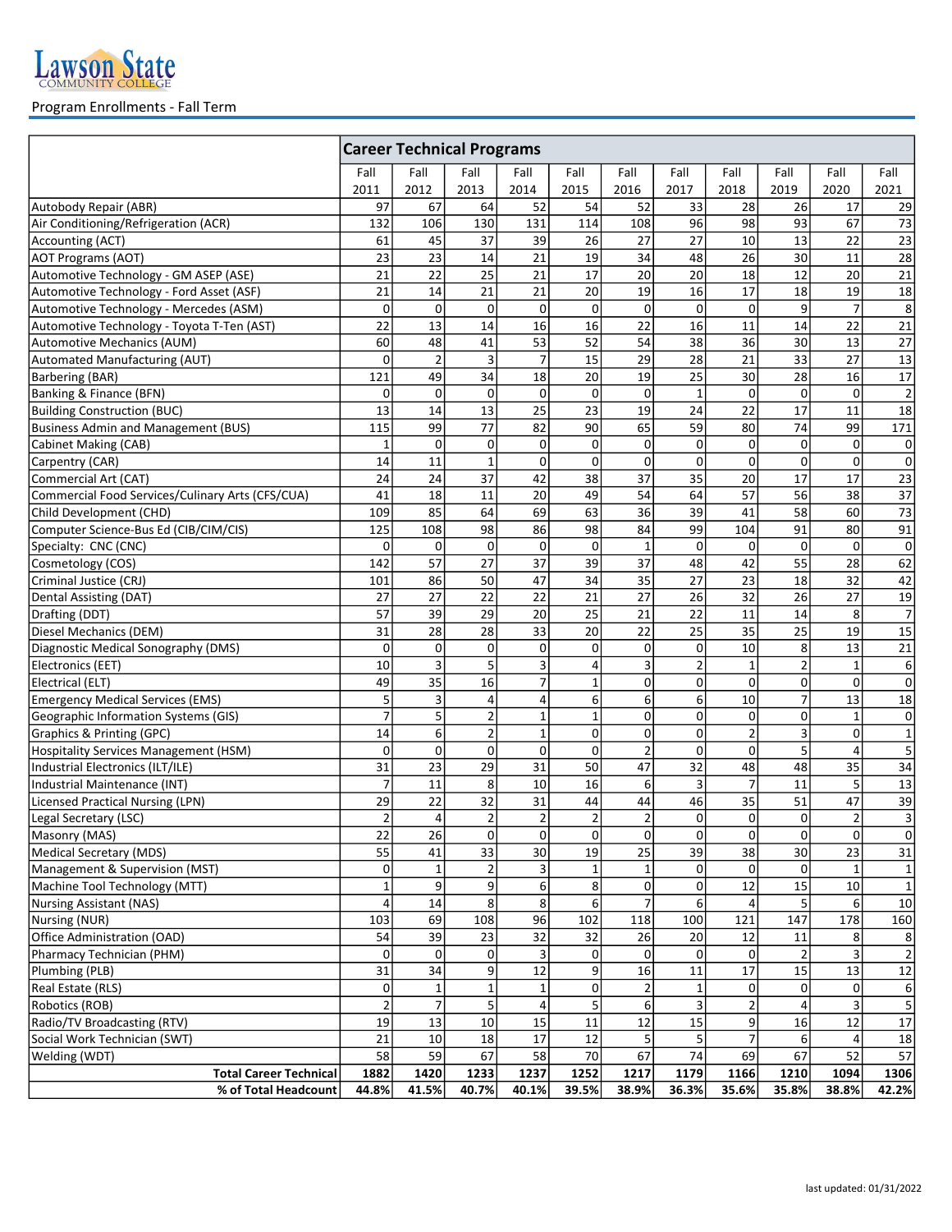Lawson State Community College

Program Enrollments - Fall Term

| | Career Technical Programs | | | | | | | | | | |
|---|---|---|---|---|---|---|---|---|---|---|---|
| | Fall 2011 | Fall 2012 | Fall 2013 | Fall 2014 | Fall 2015 | Fall 2016 | Fall 2017 | Fall 2018 | Fall 2019 | Fall 2020 | Fall 2021 |
| Autobody Repair (ABR) | 97 | 67 | 64 | 52 | 54 | 52 | 33 | 28 | 26 | 17 | 29 |
| Air Conditioning/Refrigeration (ACR) | 132 | 106 | 130 | 131 | 114 | 108 | 96 | 98 | 93 | 67 | 73 |
| Accounting (ACT) | 61 | 45 | 37 | 39 | 26 | 27 | 27 | 10 | 13 | 22 | 23 |
| AOT Programs (AOT) | 23 | 23 | 14 | 21 | 19 | 34 | 48 | 26 | 30 | 11 | 28 |
| Automotive Technology - GM ASEP (ASE) | 21 | 22 | 25 | 21 | 17 | 20 | 20 | 18 | 12 | 20 | 21 |
| Automotive Technology - Ford Asset (ASF) | 21 | 14 | 21 | 21 | 20 | 19 | 16 | 17 | 18 | 19 | 18 |
| Automotive Technology - Mercedes (ASM) | 0 | 0 | 0 | 0 | 0 | 0 | 0 | 0 | 9 | 7 | 8 |
| Automotive Technology - Toyota T-Ten (AST) | 22 | 13 | 14 | 16 | 16 | 22 | 16 | 11 | 14 | 22 | 21 |
| Automotive Mechanics (AUM) | 60 | 48 | 41 | 53 | 52 | 54 | 38 | 36 | 30 | 13 | 27 |
| Automated Manufacturing (AUT) | 0 | 2 | 3 | 7 | 15 | 29 | 28 | 21 | 33 | 27 | 13 |
| Barbering (BAR) | 121 | 49 | 34 | 18 | 20 | 19 | 25 | 30 | 28 | 16 | 17 |
| Banking & Finance (BFN) | 0 | 0 | 0 | 0 | 0 | 0 | 1 | 0 | 0 | 0 | 2 |
| Building Construction (BUC) | 13 | 14 | 13 | 25 | 23 | 19 | 24 | 22 | 17 | 11 | 18 |
| Business Admin and Management (BUS) | 115 | 99 | 77 | 82 | 90 | 65 | 59 | 80 | 74 | 99 | 171 |
| Cabinet Making (CAB) | 1 | 0 | 0 | 0 | 0 | 0 | 0 | 0 | 0 | 0 | 0 |
| Carpentry (CAR) | 14 | 11 | 1 | 0 | 0 | 0 | 0 | 0 | 0 | 0 | 0 |
| Commercial Art (CAT) | 24 | 24 | 37 | 42 | 38 | 37 | 35 | 20 | 17 | 17 | 23 |
| Commercial Food Services/Culinary Arts (CFS/CUA) | 41 | 18 | 11 | 20 | 49 | 54 | 64 | 57 | 56 | 38 | 37 |
| Child Development (CHD) | 109 | 85 | 64 | 69 | 63 | 36 | 39 | 41 | 58 | 60 | 73 |
| Computer Science-Bus Ed (CIB/CIM/CIS) | 125 | 108 | 98 | 86 | 98 | 84 | 99 | 104 | 91 | 80 | 91 |
| Specialty: CNC (CNC) | 0 | 0 | 0 | 0 | 0 | 1 | 0 | 0 | 0 | 0 | 0 |
| Cosmetology (COS) | 142 | 57 | 27 | 37 | 39 | 37 | 48 | 42 | 55 | 28 | 62 |
| Criminal Justice (CRJ) | 101 | 86 | 50 | 47 | 34 | 35 | 27 | 23 | 18 | 32 | 42 |
| Dental Assisting (DAT) | 27 | 27 | 22 | 22 | 21 | 27 | 26 | 32 | 26 | 27 | 19 |
| Drafting (DDT) | 57 | 39 | 29 | 20 | 25 | 21 | 22 | 11 | 14 | 8 | 7 |
| Diesel Mechanics (DEM) | 31 | 28 | 28 | 33 | 20 | 22 | 25 | 35 | 25 | 19 | 15 |
| Diagnostic Medical Sonography (DMS) | 0 | 0 | 0 | 0 | 0 | 0 | 0 | 10 | 8 | 13 | 21 |
| Electronics (EET) | 10 | 3 | 5 | 3 | 4 | 3 | 2 | 1 | 2 | 1 | 6 |
| Electrical (ELT) | 49 | 35 | 16 | 7 | 1 | 0 | 0 | 0 | 0 | 0 | 0 |
| Emergency Medical Services (EMS) | 5 | 3 | 4 | 4 | 6 | 6 | 6 | 10 | 7 | 13 | 18 |
| Geographic Information Systems (GIS) | 7 | 5 | 2 | 1 | 1 | 0 | 0 | 0 | 0 | 1 | 0 |
| Graphics & Printing (GPC) | 14 | 6 | 2 | 1 | 0 | 0 | 0 | 2 | 3 | 0 | 1 |
| Hospitality Services Management (HSM) | 0 | 0 | 0 | 0 | 0 | 2 | 0 | 0 | 5 | 4 | 5 |
| Industrial Electronics (ILT/ILE) | 31 | 23 | 29 | 31 | 50 | 47 | 32 | 48 | 48 | 35 | 34 |
| Industrial Maintenance (INT) | 7 | 11 | 8 | 10 | 16 | 6 | 3 | 7 | 11 | 5 | 13 |
| Licensed Practical Nursing (LPN) | 29 | 22 | 32 | 31 | 44 | 44 | 46 | 35 | 51 | 47 | 39 |
| Legal Secretary (LSC) | 2 | 4 | 2 | 2 | 2 | 2 | 0 | 0 | 0 | 2 | 3 |
| Masonry (MAS) | 22 | 26 | 0 | 0 | 0 | 0 | 0 | 0 | 0 | 0 | 0 |
| Medical Secretary (MDS) | 55 | 41 | 33 | 30 | 19 | 25 | 39 | 38 | 30 | 23 | 31 |
| Management & Supervision (MST) | 0 | 1 | 2 | 3 | 1 | 1 | 0 | 0 | 0 | 1 | 1 |
| Machine Tool Technology (MTT) | 1 | 9 | 9 | 6 | 8 | 0 | 0 | 12 | 15 | 10 | 1 |
| Nursing Assistant (NAS) | 4 | 14 | 8 | 8 | 6 | 7 | 6 | 4 | 5 | 6 | 10 |
| Nursing (NUR) | 103 | 69 | 108 | 96 | 102 | 118 | 100 | 121 | 147 | 178 | 160 |
| Office Administration (OAD) | 54 | 39 | 23 | 32 | 32 | 26 | 20 | 12 | 11 | 8 | 8 |
| Pharmacy Technician (PHM) | 0 | 0 | 0 | 3 | 0 | 0 | 0 | 0 | 2 | 3 | 2 |
| Plumbing (PLB) | 31 | 34 | 9 | 12 | 9 | 16 | 11 | 17 | 15 | 13 | 12 |
| Real Estate (RLS) | 0 | 1 | 1 | 1 | 0 | 2 | 1 | 0 | 0 | 0 | 6 |
| Robotics (ROB) | 2 | 7 | 5 | 4 | 5 | 6 | 3 | 2 | 4 | 3 | 5 |
| Radio/TV Broadcasting (RTV) | 19 | 13 | 10 | 15 | 11 | 12 | 15 | 9 | 16 | 12 | 17 |
| Social Work Technician (SWT) | 21 | 10 | 18 | 17 | 12 | 5 | 5 | 7 | 6 | 4 | 18 |
| Welding (WDT) | 58 | 59 | 67 | 58 | 70 | 67 | 74 | 69 | 67 | 52 | 57 |
| **Total Career Technical** | **1882** | **1420** | **1233** | **1237** | **1252** | **1217** | **1179** | **1166** | **1210** | **1094** | **1306** |
| **% of Total Headcount** | **44.8%** | **41.5%** | **40.7%** | **40.1%** | **39.5%** | **38.9%** | **36.3%** | **35.6%** | **35.8%** | **38.8%** | **42.2%** |

last updated: 01/31/2022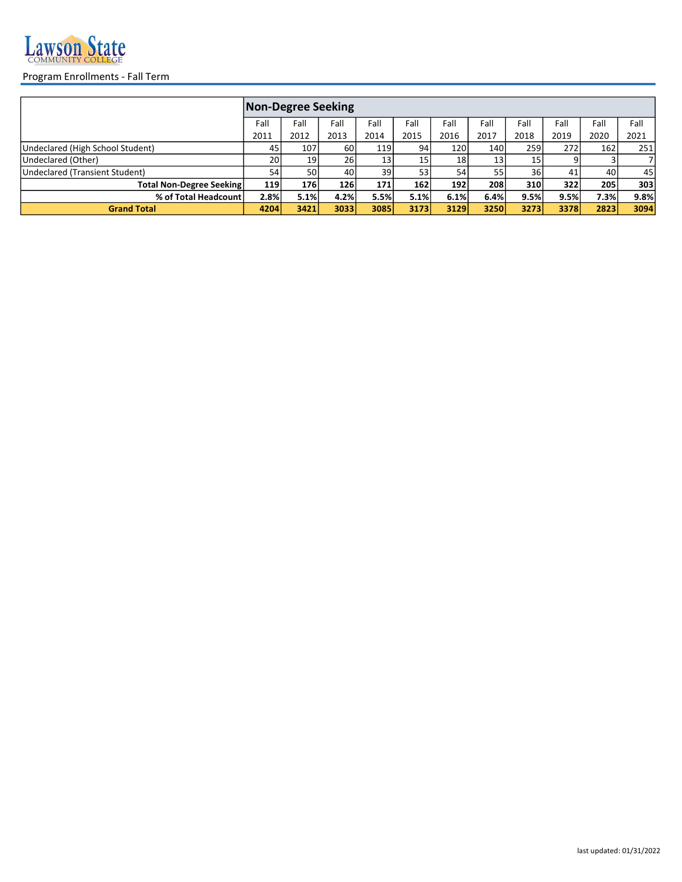Lawson State COMMUNITY COLLEGE

Program Enrollments - Fall Term

| | **Non-Degree Seeking** | | | | | | | | | | |
|---|---|---|---|---|---|---|---|---|---|---|---|
| | Fall 2011 | Fall 2012 | Fall 2013 | Fall 2014 | Fall 2015 | Fall 2016 | Fall 2017 | Fall 2018 | Fall 2019 | Fall 2020 | Fall 2021 |
| Undeclared (High School Student) | 45 | 107 | 60 | 119 | 94 | 120 | 140 | 259 | 272 | 162 | 251 |
| Undeclared (Other) | 20 | 19 | 26 | 13 | 15 | 18 | 13 | 15 | 9 | 3 | 7 |
| Undeclared (Transient Student) | 54 | 50 | 40 | 39 | 53 | 54 | 55 | 36 | 41 | 40 | 45 |
| **Total Non-Degree Seeking** | **119** | **176** | **126** | **171** | **162** | **192** | **208** | **310** | **322** | **205** | **303** |
| **% of Total Headcount** | **2.8%** | **5.1%** | **4.2%** | **5.5%** | **5.1%** | **6.1%** | **6.4%** | **9.5%** | **9.5%** | **7.3%** | **9.8%** |
| **Grand Total** | **4204** | **3421** | **3033** | **3085** | **3173** | **3129** | **3250** | **3273** | **3378** | **2823** | **3094** |

last updated: 01/31/2022